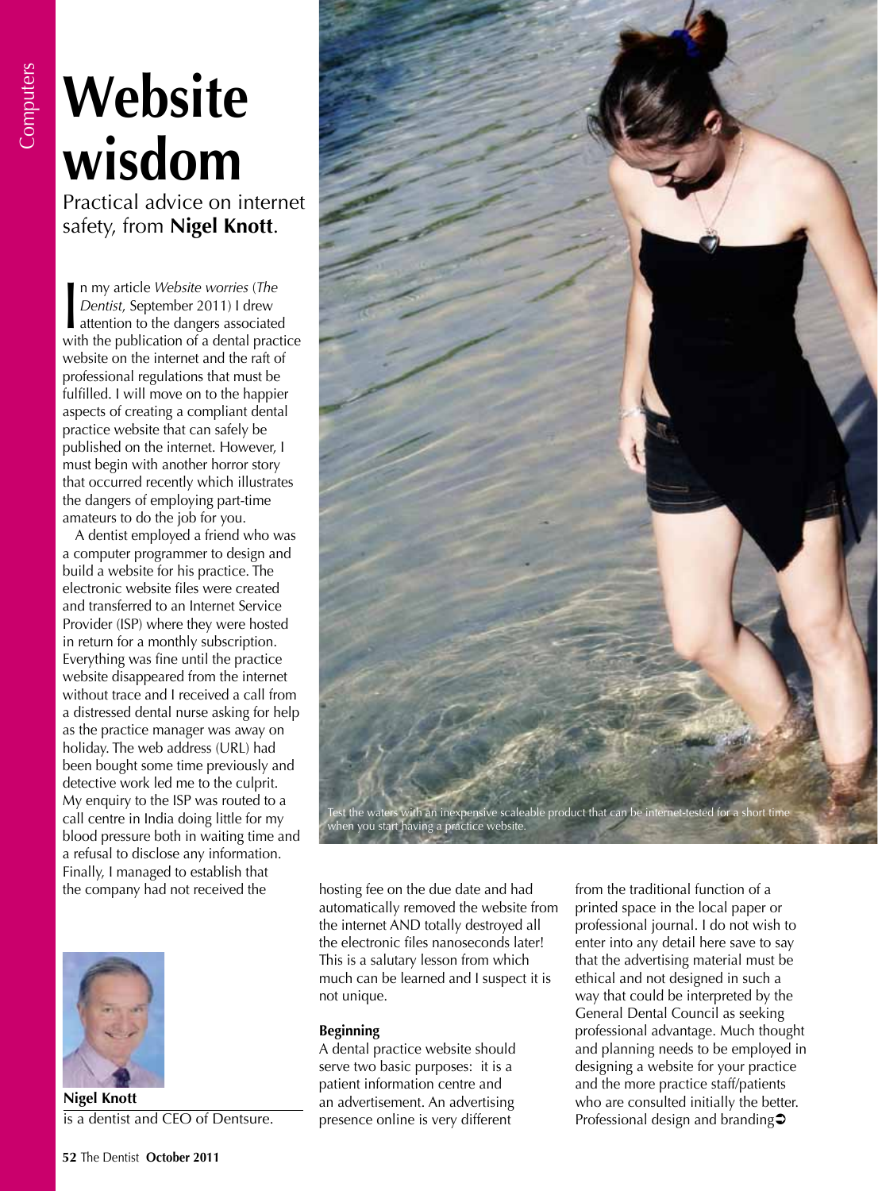# Website wisdom

Practical advice on internet safety, from **Nigel Knott**.

In my article *Website worries* (*The Dentist*, September 2011) I drew attention to the dangers associated with the publication of a dental practice website on the internet and the raft of professional regulations that must be fulfilled. I will move on to the happier aspects of creating a compliant dental practice website that can safely be published on the internet. However, I must begin with another horror story that occurred recently which illustrates the dangers of employing part-time amateurs to do the job for you.

A dentist employed a friend who was a computer programmer to design and build a website for his practice. The electronic website files were created and transferred to an Internet Service Provider (ISP) where they were hosted in return for a monthly subscription. Everything was fine until the practice website disappeared from the internet without trace and I received a call from a distressed dental nurse asking for help as the practice manager was away on holiday. The web address (URL) had been bought some time previously and detective work led me to the culprit. My enquiry to the ISP was routed to a call centre in India doing little for my blood pressure both in waiting time and a refusal to disclose any information. Finally, I managed to establish that the company had not received the hosting fee on the due date and had automatically removed the website from the internet AND totally destroyed all the electronic files nanoseconds later! This is a salutary lesson from which much can be learned and I suspect it is not unique.

**Nigel Knott** is a dentist and CEO of Dentsure.

Test the waters with an inexpensive scaleable product that can be internet-tested for a short time when you start having a practice website.

### Beginning

A dental practice website should serve two basic purposes: it is a patient information centre and an advertisement. An advertising presence online is very different from the traditional function of a printed space in the local paper or professional journal. I do not wish to enter into any detail here save to say that the advertising material must be ethical and not designed in such a way that could be interpreted by the General Dental Council as seeking professional advantage. Much thought and planning needs to be employed in designing a website for your practice and the more practice staff/patients who are consulted initially the better. Professional design and branding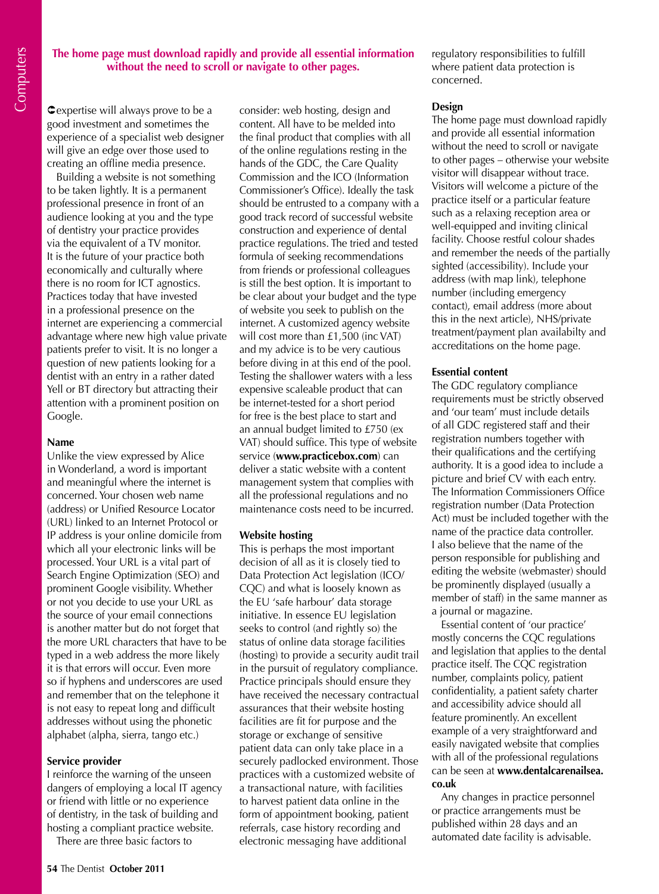**The home page must download rapidly and provide all essential information without the need to scroll or navigate to other pages.**

expertise will always prove to be a good investment and sometimes the experience of a specialist web designer will give an edge over those used to creating an offline media presence.

Building a website is not something to be taken lightly. It is a permanent professional presence in front of an audience looking at you and the type of dentistry your practice provides via the equivalent of a TV monitor. It is the future of your practice both economically and culturally where there is no room for ICT agnostics. Practices today that have invested in a professional presence on the internet are experiencing a commercial advantage where new high value private patients prefer to visit. It is no longer a question of new patients looking for a dentist with an entry in a rather dated Yell or BT directory but attracting their attention with a prominent position on Google.

### Name

Unlike the view expressed by Alice in Wonderland, a word is important and meaningful where the internet is concerned. Your chosen web name (address) or Unified Resource Locator (URL) linked to an Internet Protocol or IP address is your online domicile from which all your electronic links will be processed. Your URL is a vital part of Search Engine Optimization (SEO) and prominent Google visibility. Whether or not you decide to use your URL as the source of your email connections is another matter but do not forget that the more URL characters that have to be typed in a web address the more likely it is that errors will occur. Even more so if hyphens and underscores are used and remember that on the telephone it is not easy to repeat long and difficult addresses without using the phonetic alphabet (alpha, sierra, tango etc.)

### Service provider

I reinforce the warning of the unseen dangers of employing a local IT agency or friend with little or no experience of dentistry, in the task of building and hosting a compliant practice website.

There are three basic factors to consider: web hosting, design and content. All have to be melded into the final product that complies with all of the online regulations resting in the hands of the GDC, the Care Quality Commission and the ICO (Information Commissioner's Office). Ideally the task should be entrusted to a company with a good track record of successful website construction and experience of dental practice regulations. The tried and tested formula of seeking recommendations from friends or professional colleagues is still the best option. It is important to be clear about your budget and the type of website you seek to publish on the internet. A customized agency website will cost more than £1,500 (inc VAT) and my advice is to be very cautious before diving in at this end of the pool. Testing the shallower waters with a less expensive scaleable product that can be internet-tested for a short period for free is the best place to start and an annual budget limited to £750 (ex VAT) should suffice. This type of website service (**www.practicebox.com**) can deliver a static website with a content management system that complies with all the professional regulations and no maintenance costs need to be incurred.

### Website hosting

This is perhaps the most important decision of all as it is closely tied to Data Protection Act legislation (ICO/CQC) and what is loosely known as the EU 'safe harbour' data storage initiative. In essence EU legislation seeks to control (and rightly so) the status of online data storage facilities (hosting) to provide a security audit trail in the pursuit of regulatory compliance. Practice principals should ensure they have received the necessary contractual assurances that their website hosting facilities are fit for purpose and the storage or exchange of sensitive patient data can only take place in a securely padlocked environment. Those practices with a customized website of a transactional nature, with facilities to harvest patient data online in the form of appointment booking, patient referrals, case history recording and electronic messaging have additional regulatory responsibilities to fulfill where patient data protection is concerned.

### Design

The home page must download rapidly and provide all essential information without the need to scroll or navigate to other pages – otherwise your website visitor will disappear without trace. Visitors will welcome a picture of the practice itself or a particular feature such as a relaxing reception area or well-equipped and inviting clinical facility. Choose restful colour shades and remember the needs of the partially sighted (accessibility). Include your address (with map link), telephone number (including emergency contact), email address (more about this in the next article), NHS/private treatment/payment plan availabilty and accreditations on the home page.

### Essential content

The GDC regulatory compliance requirements must be strictly observed and 'our team' must include details of all GDC registered staff and their registration numbers together with their qualifications and the certifying authority. It is a good idea to include a picture and brief CV with each entry. The Information Commissioners Office registration number (Data Protection Act) must be included together with the name of the practice data controller. I also believe that the name of the person responsible for publishing and editing the website (webmaster) should be prominently displayed (usually a member of staff) in the same manner as a journal or magazine.

Essential content of 'our practice' mostly concerns the CQC regulations and legislation that applies to the dental practice itself. The CQC registration number, complaints policy, patient confidentiality, a patient safety charter and accessibility advice should all feature prominently. An excellent example of a very straightforward and easily navigated website that complies with all of the professional regulations can be seen at **www.dentalcarenailsea.co.uk**

Any changes in practice personnel or practice arrangements must be published within 28 days and an automated date facility is advisable.